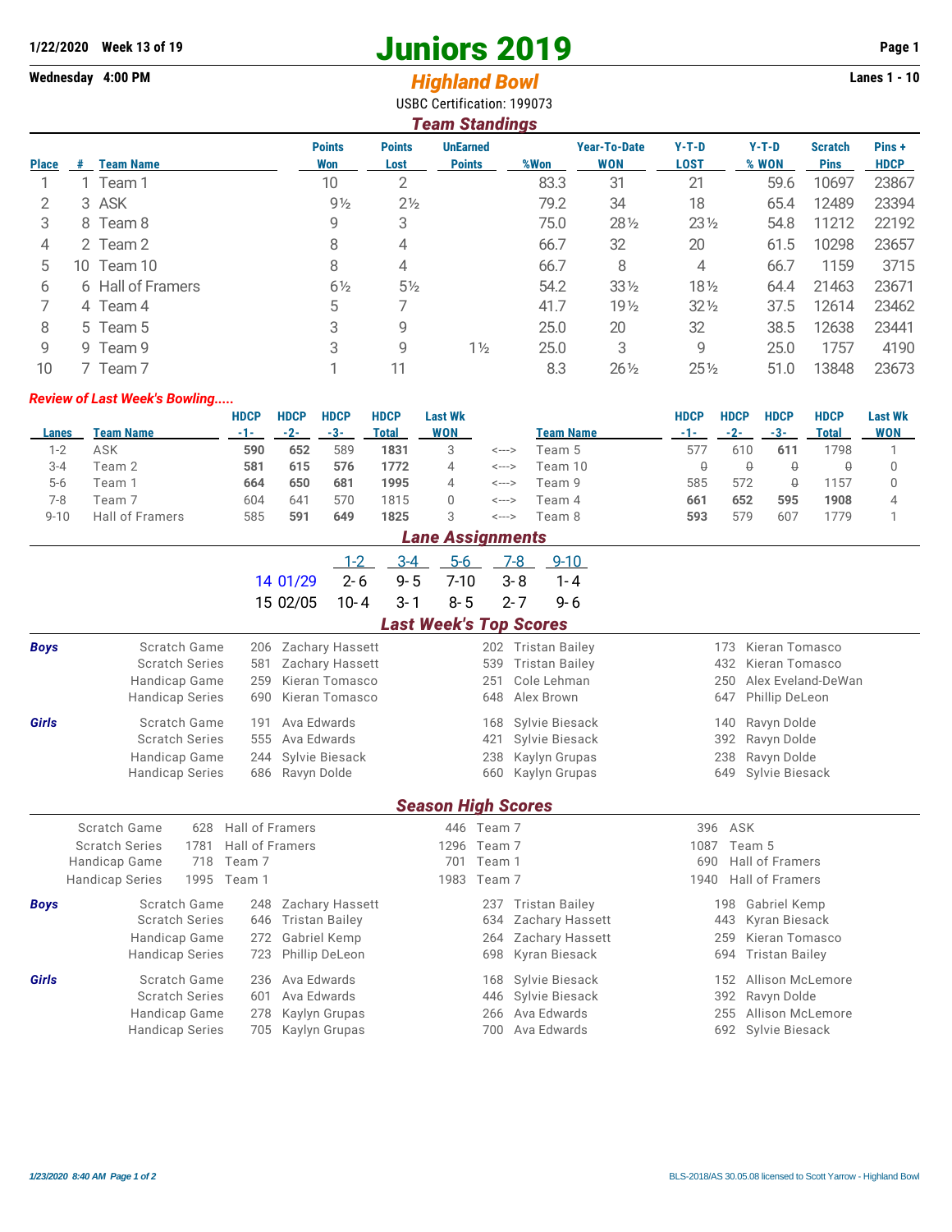1/22/2020 Week 13 of 19

# Juniors 2019

Wednesday 4:00 PM

## *Highland Bowl*

Lanes 1 - 10

USBC Certification: 199073

### *Team Standings*

| Place | # | Team Name | Points Won | Points Lost | UnEarned Points | %Won | Year-To-Date WON | Y-T-D LOST | Y-T-D % WON | Scratch Pins | Pins + HDCP |
|---|---|---|---|---|---|---|---|---|---|---|---|
| 1 | 1 | Team 1 | 10 | 2 | | 83.3 | 31 | 21 | 59.6 | 10697 | 23867 |
| 2 | 3 | ASK | 9½ | 2½ | | 79.2 | 34 | 18 | 65.4 | 12489 | 23394 |
| 3 | 8 | Team 8 | 9 | 3 | | 75.0 | 28½ | 23½ | 54.8 | 11212 | 22192 |
| 4 | 2 | Team 2 | 8 | 4 | | 66.7 | 32 | 20 | 61.5 | 10298 | 23657 |
| 5 | 10 | Team 10 | 8 | 4 | | 66.7 | 8 | 4 | 66.7 | 1159 | 3715 |
| 6 | 6 | Hall of Framers | 6½ | 5½ | | 54.2 | 33½ | 18½ | 64.4 | 21463 | 23671 |
| 7 | 4 | Team 4 | 5 | 7 | | 41.7 | 19½ | 32½ | 37.5 | 12614 | 23462 |
| 8 | 5 | Team 5 | 3 | 9 | | 25.0 | 20 | 32 | 38.5 | 12638 | 23441 |
| 9 | 9 | Team 9 | 3 | 9 | 1½ | 25.0 | 3 | 9 | 25.0 | 1757 | 4190 |
| 10 | 7 | Team 7 | 1 | 11 | | 8.3 | 26½ | 25½ | 51.0 | 13848 | 23673 |

***Review of Last Week's Bowling.....***

| Lanes | Team Name | HDCP -1- | HDCP -2- | HDCP -3- | HDCP Total | Last Wk WON | | Team Name | HDCP -1- | HDCP -2- | HDCP -3- | HDCP Total | Last Wk WON |
|---|---|---|---|---|---|---|---|---|---|---|---|---|---|
| 1-2 | ASK | **590** | **652** | 589 | **1831** | 3 | <---> | Team 5 | 577 | 610 | **611** | 1798 | 1 |
| 3-4 | Team 2 | **581** | **615** | **576** | **1772** | 4 | <---> | Team 10 | 0 | 0 | 0 | 0 | 0 |
| 5-6 | Team 1 | **664** | **650** | **681** | **1995** | 4 | <---> | Team 9 | 585 | 572 | 0 | 1157 | 0 |
| 7-8 | Team 7 | 604 | 641 | 570 | 1815 | 0 | <---> | Team 4 | **661** | **652** | **595** | **1908** | 4 |
| 9-10 | Hall of Framers | 585 | **591** | **649** | **1825** | 3 | <---> | Team 8 | **593** | 579 | 607 | 1779 | 1 |

### *Lane Assignments*

| | | 1-2 | 3-4 | 5-6 | 7-8 | 9-10 |
|---|---|---|---|---|---|---|
| 14 | 01/29 | 2- 6 | 9- 5 | 7-10 | 3- 8 | 1- 4 |
| 15 | 02/05 | 10- 4 | 3- 1 | 8- 5 | 2- 7 | 9- 6 |

### *Last Week's Top Scores*

| | | | | | | | |
|---|---|---|---|---|---|---|---|
| ***Boys*** | Scratch Game | 206 | Zachary Hassett | 202 | Tristan Bailey | 173 | Kieran Tomasco |
| | Scratch Series | 581 | Zachary Hassett | 539 | Tristan Bailey | 432 | Kieran Tomasco |
| | Handicap Game | 259 | Kieran Tomasco | 251 | Cole Lehman | 250 | Alex Eveland-DeWan |
| | Handicap Series | 690 | Kieran Tomasco | 648 | Alex Brown | 647 | Phillip DeLeon |
| ***Girls*** | Scratch Game | 191 | Ava Edwards | 168 | Sylvie Biesack | 140 | Ravyn Dolde |
| | Scratch Series | 555 | Ava Edwards | 421 | Sylvie Biesack | 392 | Ravyn Dolde |
| | Handicap Game | 244 | Sylvie Biesack | 238 | Kaylyn Grupas | 238 | Ravyn Dolde |
| | Handicap Series | 686 | Ravyn Dolde | 660 | Kaylyn Grupas | 649 | Sylvie Biesack |

### *Season High Scores*

| | | | | | | |
|---|---|---|---|---|---|---|
| Scratch Game | 628 | Hall of Framers | 446 | Team 7 | 396 | ASK |
| Scratch Series | 1781 | Hall of Framers | 1296 | Team 7 | 1087 | Team 5 |
| Handicap Game | 718 | Team 7 | 701 | Team 1 | 690 | Hall of Framers |
| Handicap Series | 1995 | Team 1 | 1983 | Team 7 | 1940 | Hall of Framers |

| | | | | | | | |
|---|---|---|---|---|---|---|---|
| ***Boys*** | Scratch Game | 248 | Zachary Hassett | 237 | Tristan Bailey | 198 | Gabriel Kemp |
| | Scratch Series | 646 | Tristan Bailey | 634 | Zachary Hassett | 443 | Kyran Biesack |
| | Handicap Game | 272 | Gabriel Kemp | 264 | Zachary Hassett | 259 | Kieran Tomasco |
| | Handicap Series | 723 | Phillip DeLeon | 698 | Kyran Biesack | 694 | Tristan Bailey |
| ***Girls*** | Scratch Game | 236 | Ava Edwards | 168 | Sylvie Biesack | 152 | Allison McLemore |
| | Scratch Series | 601 | Ava Edwards | 446 | Sylvie Biesack | 392 | Ravyn Dolde |
| | Handicap Game | 278 | Kaylyn Grupas | 266 | Ava Edwards | 255 | Allison McLemore |
| | Handicap Series | 705 | Kaylyn Grupas | 700 | Ava Edwards | 692 | Sylvie Biesack |

*1/23/2020 8:40 AM*

BLS-2018/AS 30.05.08 licensed to Scott Yarrow - Highland Bowl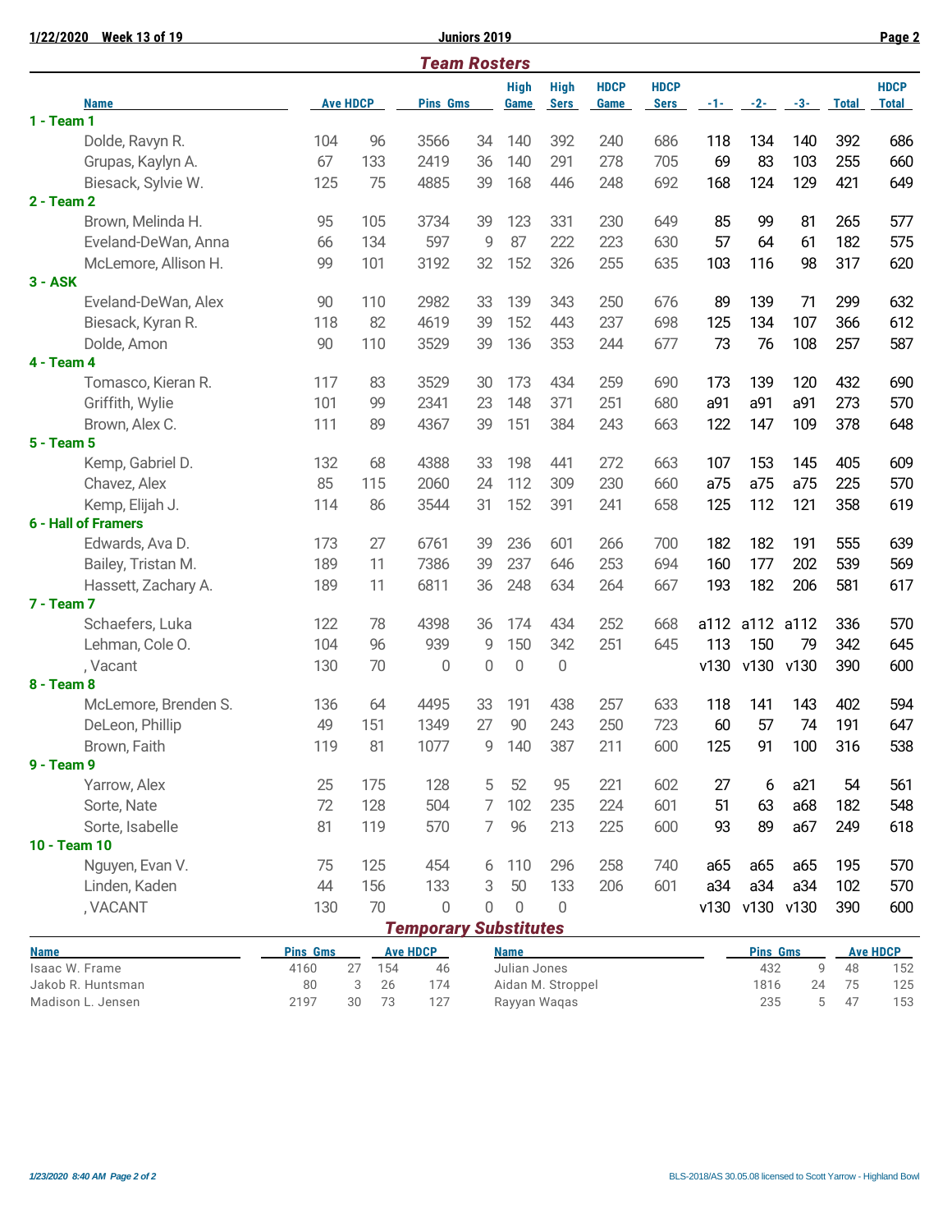## Team Rosters

| Name | Ave | HDCP | Pins | Gms | High Game | High Sers | HDCP Game | HDCP Sers | -1- | -2- | -3- | Total | HDCP Total |
|---|---|---|---|---|---|---|---|---|---|---|---|---|---|
| **1 - Team 1** | | | | | | | | | | | | | |
| Dolde, Ravyn R. | 104 | 96 | 3566 | 34 | 140 | 392 | 240 | 686 | 118 | 134 | 140 | 392 | 686 |
| Grupas, Kaylyn A. | 67 | 133 | 2419 | 36 | 140 | 291 | 278 | 705 | 69 | 83 | 103 | 255 | 660 |
| Biesack, Sylvie W. | 125 | 75 | 4885 | 39 | 168 | 446 | 248 | 692 | 168 | 124 | 129 | 421 | 649 |
| **2 - Team 2** | | | | | | | | | | | | | |
| Brown, Melinda H. | 95 | 105 | 3734 | 39 | 123 | 331 | 230 | 649 | 85 | 99 | 81 | 265 | 577 |
| Eveland-DeWan, Anna | 66 | 134 | 597 | 9 | 87 | 222 | 223 | 630 | 57 | 64 | 61 | 182 | 575 |
| McLemore, Allison H. | 99 | 101 | 3192 | 32 | 152 | 326 | 255 | 635 | 103 | 116 | 98 | 317 | 620 |
| **3 - ASK** | | | | | | | | | | | | | |
| Eveland-DeWan, Alex | 90 | 110 | 2982 | 33 | 139 | 343 | 250 | 676 | 89 | 139 | 71 | 299 | 632 |
| Biesack, Kyran R. | 118 | 82 | 4619 | 39 | 152 | 443 | 237 | 698 | 125 | 134 | 107 | 366 | 612 |
| Dolde, Amon | 90 | 110 | 3529 | 39 | 136 | 353 | 244 | 677 | 73 | 76 | 108 | 257 | 587 |
| **4 - Team 4** | | | | | | | | | | | | | |
| Tomasco, Kieran R. | 117 | 83 | 3529 | 30 | 173 | 434 | 259 | 690 | 173 | 139 | 120 | 432 | 690 |
| Griffith, Wylie | 101 | 99 | 2341 | 23 | 148 | 371 | 251 | 680 | a91 | a91 | a91 | 273 | 570 |
| Brown, Alex C. | 111 | 89 | 4367 | 39 | 151 | 384 | 243 | 663 | 122 | 147 | 109 | 378 | 648 |
| **5 - Team 5** | | | | | | | | | | | | | |
| Kemp, Gabriel D. | 132 | 68 | 4388 | 33 | 198 | 441 | 272 | 663 | 107 | 153 | 145 | 405 | 609 |
| Chavez, Alex | 85 | 115 | 2060 | 24 | 112 | 309 | 230 | 660 | a75 | a75 | a75 | 225 | 570 |
| Kemp, Elijah J. | 114 | 86 | 3544 | 31 | 152 | 391 | 241 | 658 | 125 | 112 | 121 | 358 | 619 |
| **6 - Hall of Framers** | | | | | | | | | | | | | |
| Edwards, Ava D. | 173 | 27 | 6761 | 39 | 236 | 601 | 266 | 700 | 182 | 182 | 191 | 555 | 639 |
| Bailey, Tristan M. | 189 | 11 | 7386 | 39 | 237 | 646 | 253 | 694 | 160 | 177 | 202 | 539 | 569 |
| Hassett, Zachary A. | 189 | 11 | 6811 | 36 | 248 | 634 | 264 | 667 | 193 | 182 | 206 | 581 | 617 |
| **7 - Team 7** | | | | | | | | | | | | | |
| Schaefers, Luka | 122 | 78 | 4398 | 36 | 174 | 434 | 252 | 668 | a112 | a112 | a112 | 336 | 570 |
| Lehman, Cole O. | 104 | 96 | 939 | 9 | 150 | 342 | 251 | 645 | 113 | 150 | 79 | 342 | 645 |
| , Vacant | 130 | 70 | 0 | 0 | 0 | 0 | | | v130 | v130 | v130 | 390 | 600 |
| **8 - Team 8** | | | | | | | | | | | | | |
| McLemore, Brenden S. | 136 | 64 | 4495 | 33 | 191 | 438 | 257 | 633 | 118 | 141 | 143 | 402 | 594 |
| DeLeon, Phillip | 49 | 151 | 1349 | 27 | 90 | 243 | 250 | 723 | 60 | 57 | 74 | 191 | 647 |
| Brown, Faith | 119 | 81 | 1077 | 9 | 140 | 387 | 211 | 600 | 125 | 91 | 100 | 316 | 538 |
| **9 - Team 9** | | | | | | | | | | | | | |
| Yarrow, Alex | 25 | 175 | 128 | 5 | 52 | 95 | 221 | 602 | 27 | 6 | a21 | 54 | 561 |
| Sorte, Nate | 72 | 128 | 504 | 7 | 102 | 235 | 224 | 601 | 51 | 63 | a68 | 182 | 548 |
| Sorte, Isabelle | 81 | 119 | 570 | 7 | 96 | 213 | 225 | 600 | 93 | 89 | a67 | 249 | 618 |
| **10 - Team 10** | | | | | | | | | | | | | |
| Nguyen, Evan V. | 75 | 125 | 454 | 6 | 110 | 296 | 258 | 740 | a65 | a65 | a65 | 195 | 570 |
| Linden, Kaden | 44 | 156 | 133 | 3 | 50 | 133 | 206 | 601 | a34 | a34 | a34 | 102 | 570 |
| , VACANT | 130 | 70 | 0 | 0 | 0 | 0 | | | v130 | v130 | v130 | 390 | 600 |

## Temporary Substitutes

| Name | Pins | Gms | Ave | HDCP |
|---|---|---|---|---|
| Isaac W. Frame | 4160 | 27 | 154 | 46 |
| Jakob R. Huntsman | 80 | 3 | 26 | 174 |
| Madison L. Jensen | 2197 | 30 | 73 | 127 |
| Julian Jones | 432 | 9 | 48 | 152 |
| Aidan M. Stroppel | 1816 | 24 | 75 | 125 |
| Rayyan Waqas | 235 | 5 | 47 | 153 |